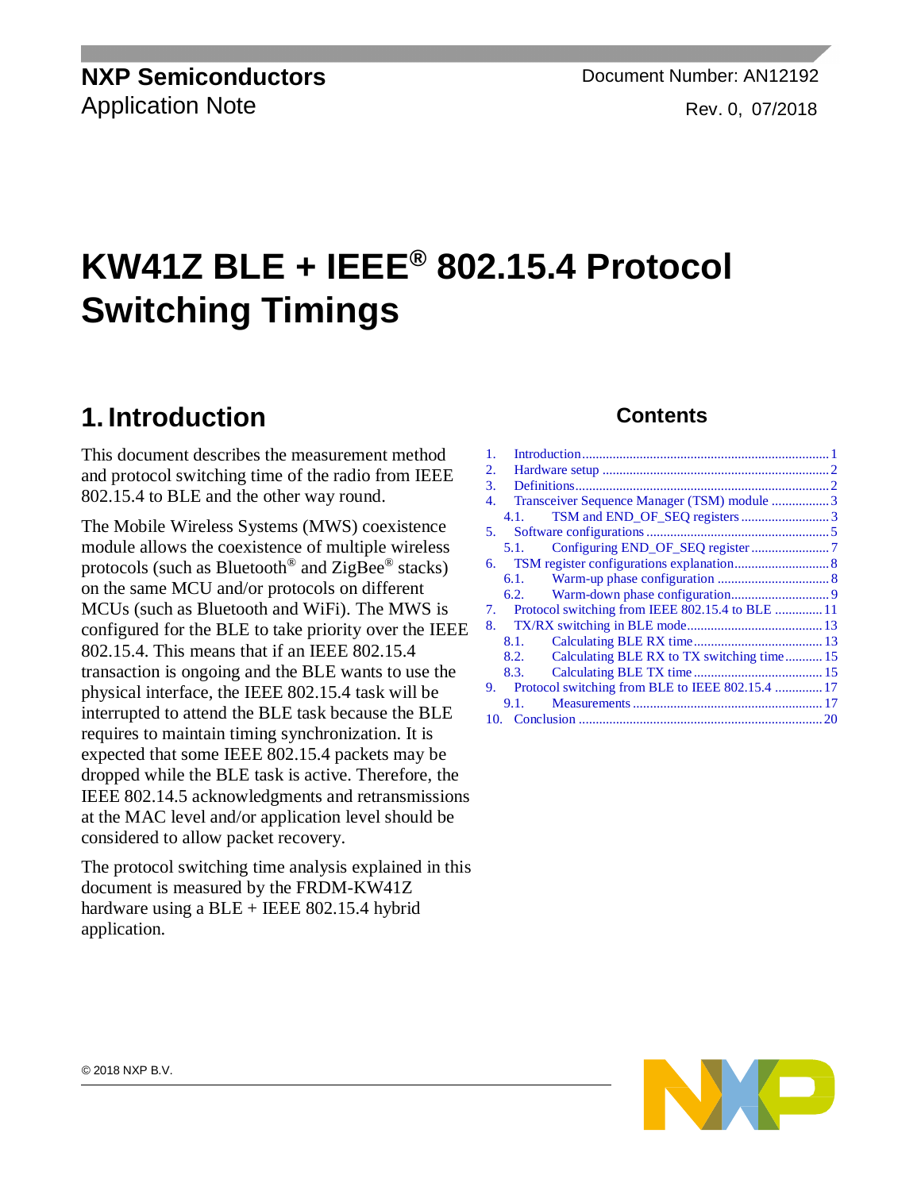NXP Semiconductors
Application Note

Document Number: AN12192
Rev. 0, 07/2018

# KW41Z BLE + IEEE® 802.15.4 Protocol Switching Timings

## 1. Introduction

This document describes the measurement method and protocol switching time of the radio from IEEE 802.15.4 to BLE and the other way round.

The Mobile Wireless Systems (MWS) coexistence module allows the coexistence of multiple wireless protocols (such as Bluetooth® and ZigBee® stacks) on the same MCU and/or protocols on different MCUs (such as Bluetooth and WiFi). The MWS is configured for the BLE to take priority over the IEEE 802.15.4. This means that if an IEEE 802.15.4 transaction is ongoing and the BLE wants to use the physical interface, the IEEE 802.15.4 task will be interrupted to attend the BLE task because the BLE requires to maintain timing synchronization. It is expected that some IEEE 802.15.4 packets may be dropped while the BLE task is active. Therefore, the IEEE 802.14.5 acknowledgments and retransmissions at the MAC level and/or application level should be considered to allow packet recovery.

The protocol switching time analysis explained in this document is measured by the FRDM-KW41Z hardware using a BLE + IEEE 802.15.4 hybrid application.

### Contents

1. Introduction ........ 1
2. Hardware setup ........ 2
3. Definitions ........ 2
4. Transceiver Sequence Manager (TSM) module ........ 3
   - 4.1. TSM and END_OF_SEQ registers ........ 3
5. Software configurations ........ 5
   - 5.1. Configuring END_OF_SEQ register ........ 7
6. TSM register configurations explanation ........ 8
   - 6.1. Warm-up phase configuration ........ 8
   - 6.2. Warm-down phase configuration ........ 9
7. Protocol switching from IEEE 802.15.4 to BLE ........ 11
8. TX/RX switching in BLE mode ........ 13
   - 8.1. Calculating BLE RX time ........ 13
   - 8.2. Calculating BLE RX to TX switching time ........ 15
   - 8.3. Calculating BLE TX time ........ 15
9. Protocol switching from BLE to IEEE 802.15.4 ........ 17
   - 9.1. Measurements ........ 17
10. Conclusion ........ 20

© 2018 NXP B.V.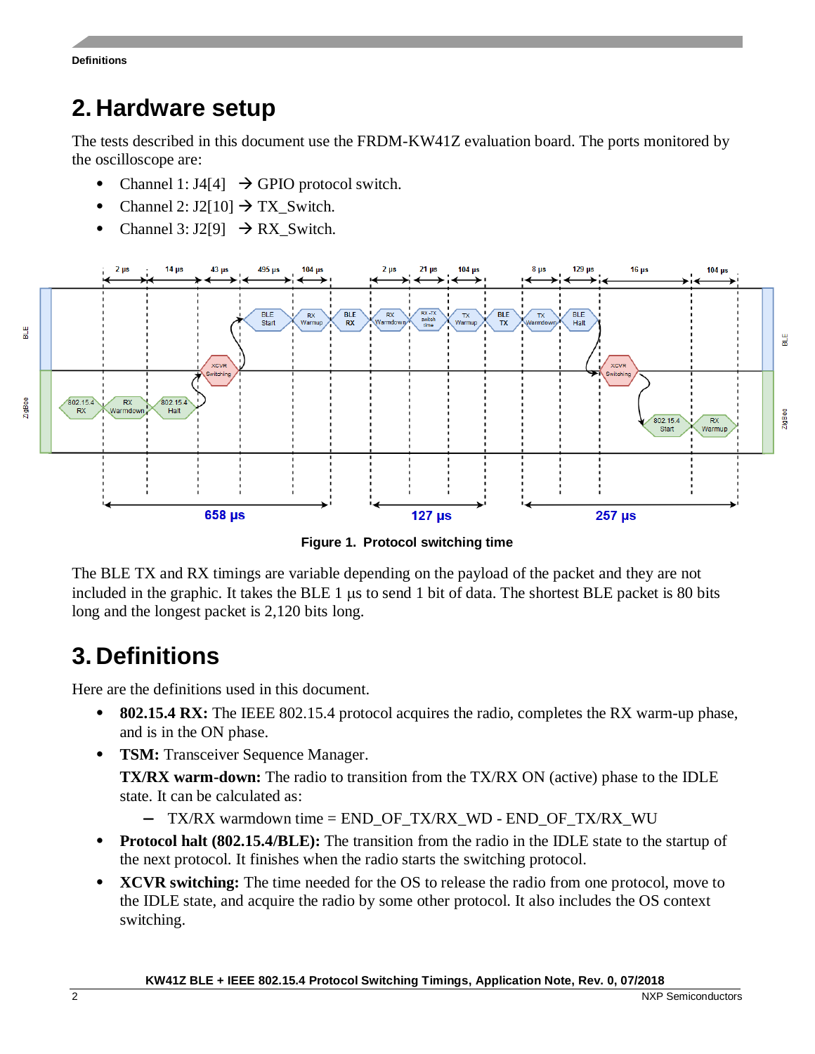# 2. Hardware setup

The tests described in this document use the FRDM-KW41Z evaluation board. The ports monitored by the oscilloscope are:

- Channel 1: J4[4] → GPIO protocol switch.
- Channel 2: J2[10] → TX_Switch.
- Channel 3: J2[9] → RX_Switch.

Figure 1. Protocol switching time

The BLE TX and RX timings are variable depending on the payload of the packet and they are not included in the graphic. It takes the BLE 1 µs to send 1 bit of data. The shortest BLE packet is 80 bits long and the longest packet is 2,120 bits long.

# 3. Definitions

Here are the definitions used in this document.

- **802.15.4 RX:** The IEEE 802.15.4 protocol acquires the radio, completes the RX warm-up phase, and is in the ON phase.
- **TSM:** Transceiver Sequence Manager.

  **TX/RX warm-down:** The radio to transition from the TX/RX ON (active) phase to the IDLE state. It can be calculated as:

  – TX/RX warmdown time = END_OF_TX/RX_WD - END_OF_TX/RX_WU
- **Protocol halt (802.15.4/BLE):** The transition from the radio in the IDLE state to the startup of the next protocol. It finishes when the radio starts the switching protocol.
- **XCVR switching:** The time needed for the OS to release the radio from one protocol, move to the IDLE state, and acquire the radio by some other protocol. It also includes the OS context switching.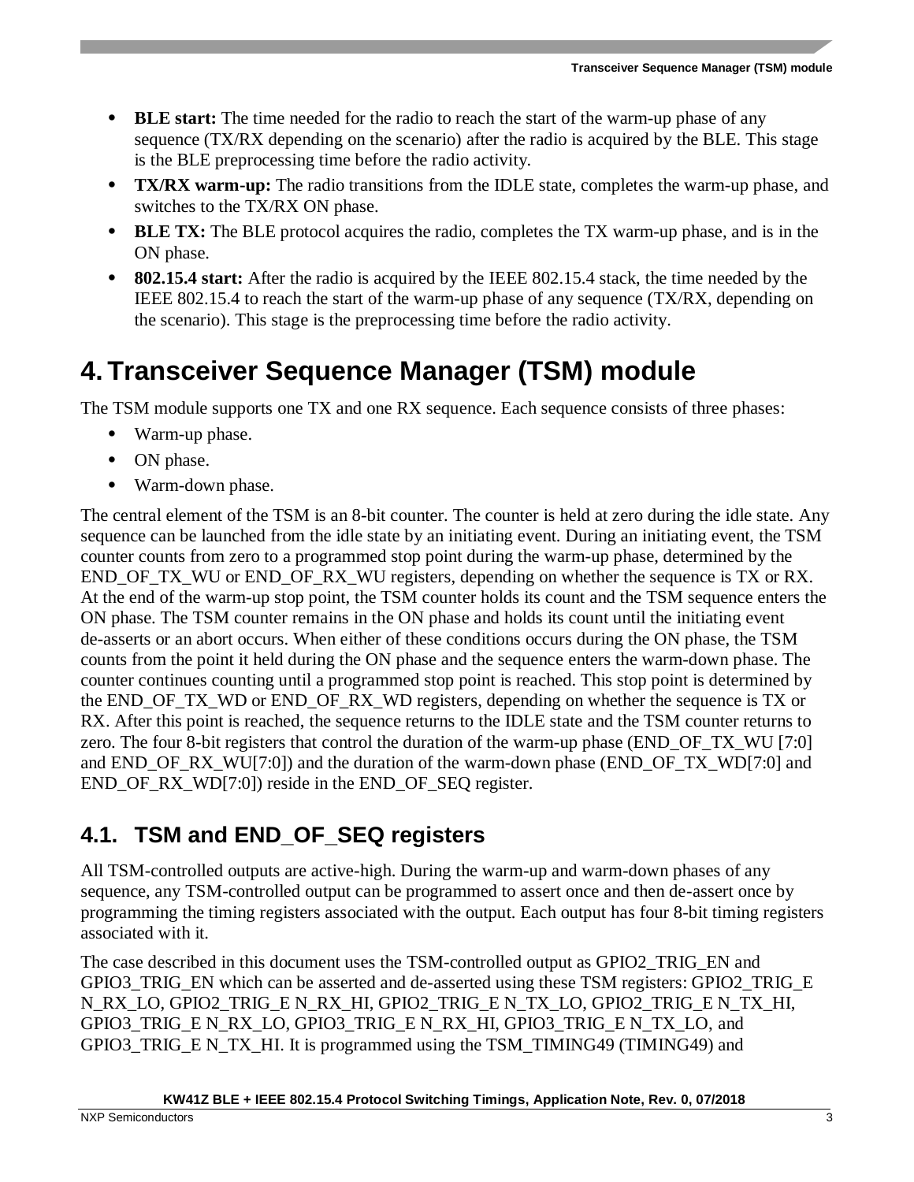- **BLE start:** The time needed for the radio to reach the start of the warm-up phase of any sequence (TX/RX depending on the scenario) after the radio is acquired by the BLE. This stage is the BLE preprocessing time before the radio activity.
- **TX/RX warm-up:** The radio transitions from the IDLE state, completes the warm-up phase, and switches to the TX/RX ON phase.
- **BLE TX:** The BLE protocol acquires the radio, completes the TX warm-up phase, and is in the ON phase.
- **802.15.4 start:** After the radio is acquired by the IEEE 802.15.4 stack, the time needed by the IEEE 802.15.4 to reach the start of the warm-up phase of any sequence (TX/RX, depending on the scenario). This stage is the preprocessing time before the radio activity.

# 4. Transceiver Sequence Manager (TSM) module

The TSM module supports one TX and one RX sequence. Each sequence consists of three phases:

- Warm-up phase.
- ON phase.
- Warm-down phase.

The central element of the TSM is an 8-bit counter. The counter is held at zero during the idle state. Any sequence can be launched from the idle state by an initiating event. During an initiating event, the TSM counter counts from zero to a programmed stop point during the warm-up phase, determined by the END_OF_TX_WU or END_OF_RX_WU registers, depending on whether the sequence is TX or RX. At the end of the warm-up stop point, the TSM counter holds its count and the TSM sequence enters the ON phase. The TSM counter remains in the ON phase and holds its count until the initiating event de-asserts or an abort occurs. When either of these conditions occurs during the ON phase, the TSM counts from the point it held during the ON phase and the sequence enters the warm-down phase. The counter continues counting until a programmed stop point is reached. This stop point is determined by the END_OF_TX_WD or END_OF_RX_WD registers, depending on whether the sequence is TX or RX. After this point is reached, the sequence returns to the IDLE state and the TSM counter returns to zero. The four 8-bit registers that control the duration of the warm-up phase (END_OF_TX_WU [7:0] and END_OF_RX_WU[7:0]) and the duration of the warm-down phase (END_OF_TX_WD[7:0] and END_OF_RX_WD[7:0]) reside in the END_OF_SEQ register.

## 4.1. TSM and END_OF_SEQ registers

All TSM-controlled outputs are active-high. During the warm-up and warm-down phases of any sequence, any TSM-controlled output can be programmed to assert once and then de-assert once by programming the timing registers associated with the output. Each output has four 8-bit timing registers associated with it.

The case described in this document uses the TSM-controlled output as GPIO2_TRIG_EN and GPIO3_TRIG_EN which can be asserted and de-asserted using these TSM registers: GPIO2_TRIG_E N_RX_LO, GPIO2_TRIG_E N_RX_HI, GPIO2_TRIG_E N_TX_LO, GPIO2_TRIG_E N_TX_HI, GPIO3_TRIG_E N_RX_LO, GPIO3_TRIG_E N_RX_HI, GPIO3_TRIG_E N_TX_LO, and GPIO3_TRIG_E N_TX_HI. It is programmed using the TSM_TIMING49 (TIMING49) and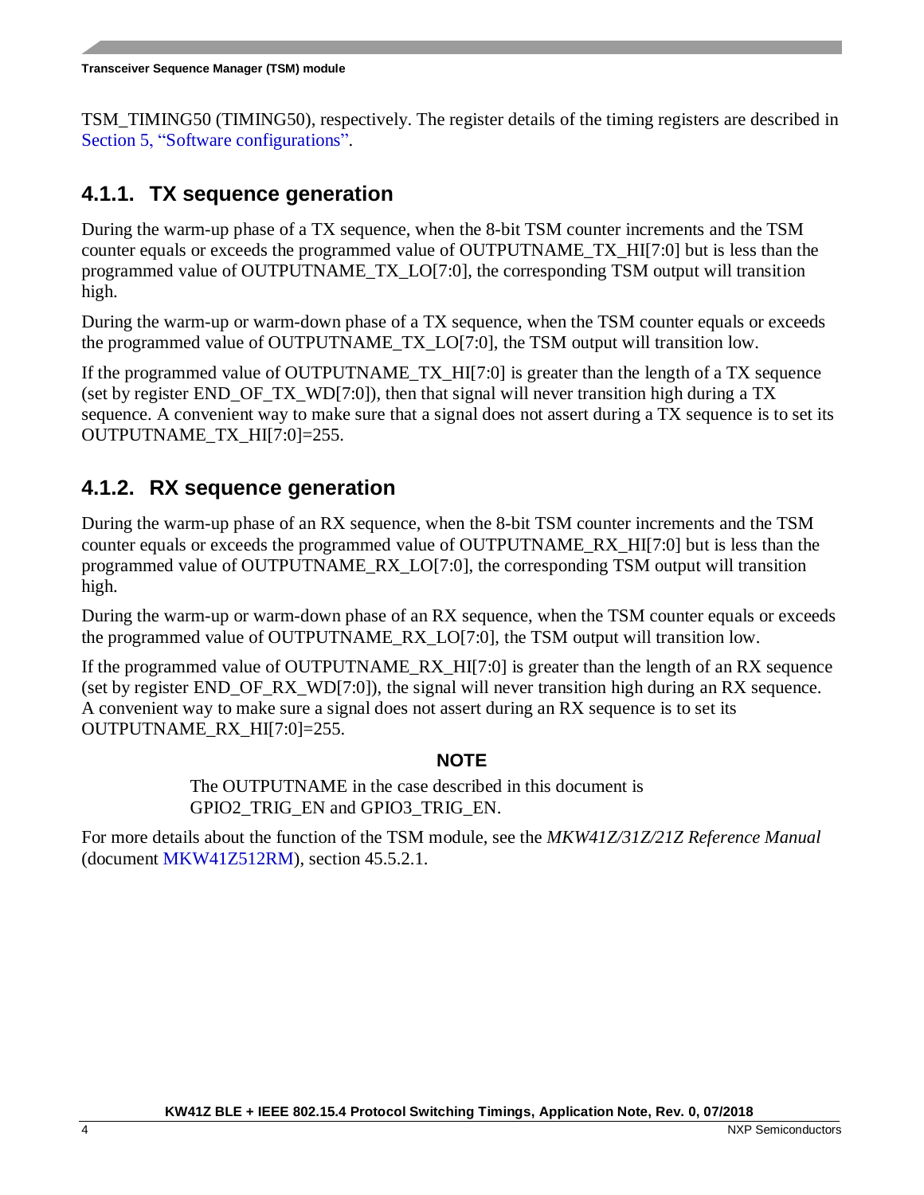TSM_TIMING50 (TIMING50), respectively. The register details of the timing registers are described in Section 5, "Software configurations".

### 4.1.1. TX sequence generation

During the warm-up phase of a TX sequence, when the 8-bit TSM counter increments and the TSM counter equals or exceeds the programmed value of OUTPUTNAME_TX_HI[7:0] but is less than the programmed value of OUTPUTNAME_TX_LO[7:0], the corresponding TSM output will transition high.

During the warm-up or warm-down phase of a TX sequence, when the TSM counter equals or exceeds the programmed value of OUTPUTNAME_TX_LO[7:0], the TSM output will transition low.

If the programmed value of OUTPUTNAME_TX_HI[7:0] is greater than the length of a TX sequence (set by register END_OF_TX_WD[7:0]), then that signal will never transition high during a TX sequence. A convenient way to make sure that a signal does not assert during a TX sequence is to set its OUTPUTNAME_TX_HI[7:0]=255.

### 4.1.2. RX sequence generation

During the warm-up phase of an RX sequence, when the 8-bit TSM counter increments and the TSM counter equals or exceeds the programmed value of OUTPUTNAME_RX_HI[7:0] but is less than the programmed value of OUTPUTNAME_RX_LO[7:0], the corresponding TSM output will transition high.

During the warm-up or warm-down phase of an RX sequence, when the TSM counter equals or exceeds the programmed value of OUTPUTNAME_RX_LO[7:0], the TSM output will transition low.

If the programmed value of OUTPUTNAME_RX_HI[7:0] is greater than the length of an RX sequence (set by register END_OF_RX_WD[7:0]), the signal will never transition high during an RX sequence. A convenient way to make sure a signal does not assert during an RX sequence is to set its OUTPUTNAME_RX_HI[7:0]=255.

**NOTE**

The OUTPUTNAME in the case described in this document is GPIO2_TRIG_EN and GPIO3_TRIG_EN.

For more details about the function of the TSM module, see the *MKW41Z/31Z/21Z Reference Manual* (document MKW41Z512RM), section 45.5.2.1.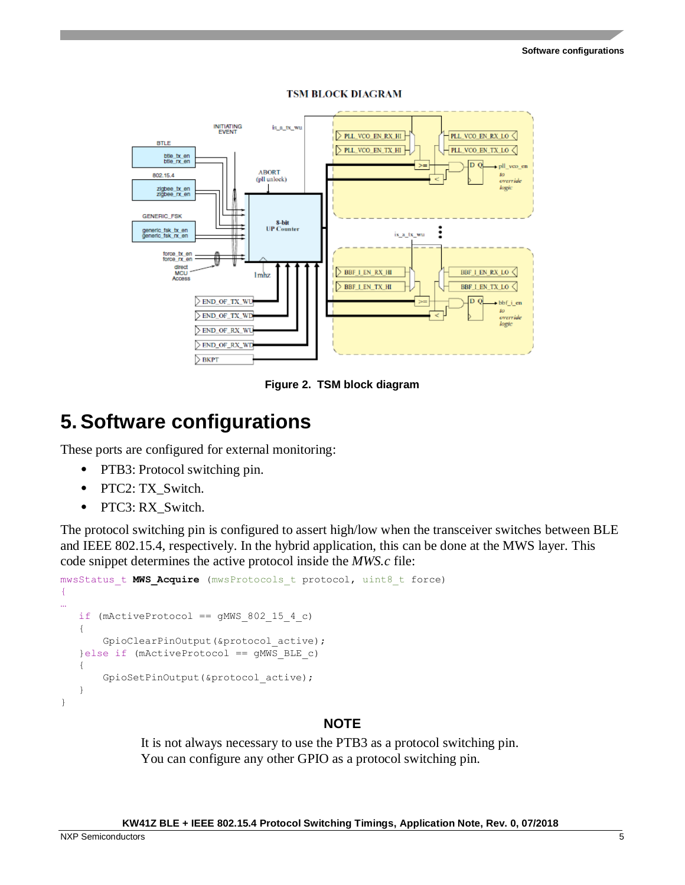Figure 2. TSM block diagram

# 5. Software configurations

These ports are configured for external monitoring:

- PTB3: Protocol switching pin.
- PTC2: TX_Switch.
- PTC3: RX_Switch.

The protocol switching pin is configured to assert high/low when the transceiver switches between BLE and IEEE 802.15.4, respectively. In the hybrid application, this can be done at the MWS layer. This code snippet determines the active protocol inside the *MWS.c* file:

```
mwsStatus_t MWS_Acquire (mwsProtocols_t protocol, uint8_t force)
{
…
   if (mActiveProtocol == gMWS_802_15_4_c)
   {
       GpioClearPinOutput(&protocol_active);
   }else if (mActiveProtocol == gMWS_BLE_c)
   {
       GpioSetPinOutput(&protocol_active);
   }
}
```

**NOTE**

It is not always necessary to use the PTB3 as a protocol switching pin. You can configure any other GPIO as a protocol switching pin.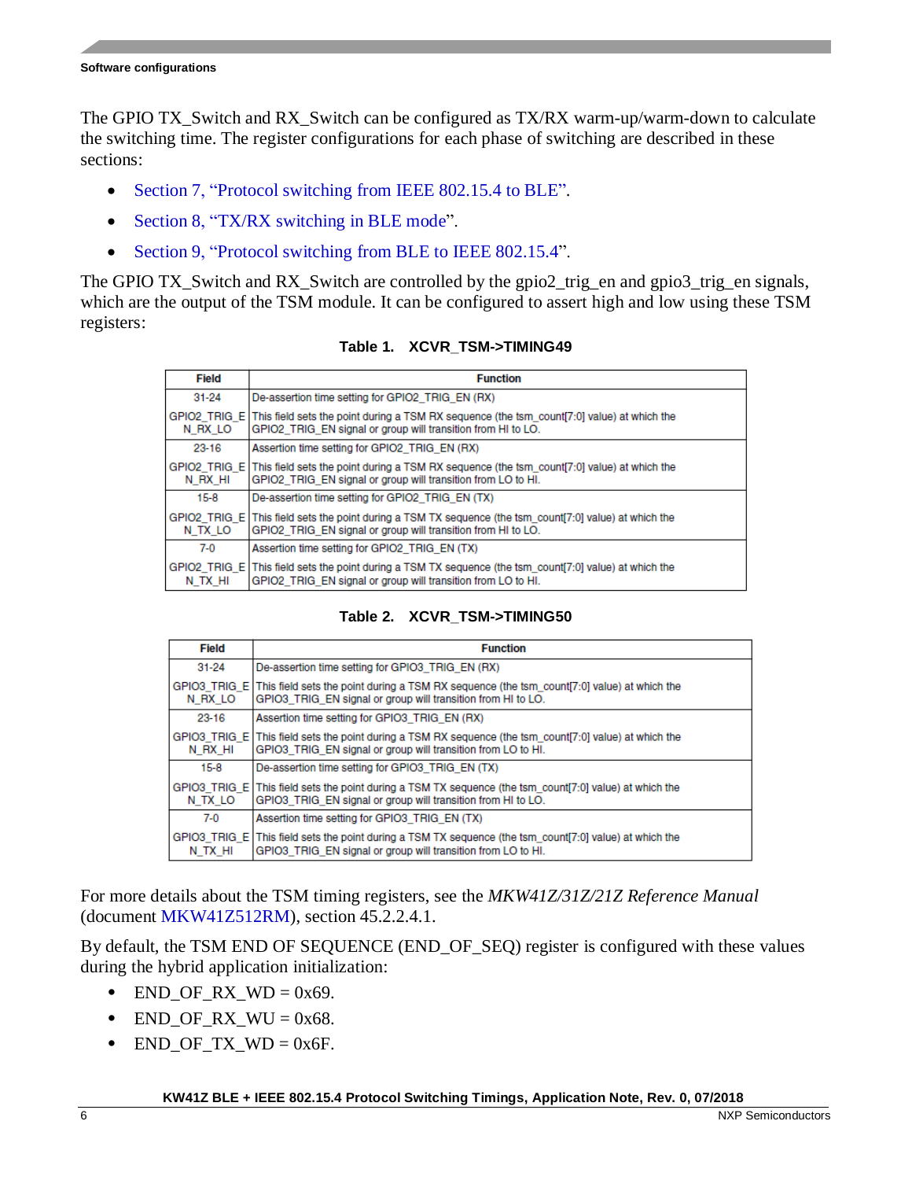The GPIO TX_Switch and RX_Switch can be configured as TX/RX warm-up/warm-down to calculate the switching time. The register configurations for each phase of switching are described in these sections:

- Section 7, "Protocol switching from IEEE 802.15.4 to BLE".
- Section 8, "TX/RX switching in BLE mode".
- Section 9, "Protocol switching from BLE to IEEE 802.15.4".

The GPIO TX_Switch and RX_Switch are controlled by the gpio2_trig_en and gpio3_trig_en signals, which are the output of the TSM module. It can be configured to assert high and low using these TSM registers:

**Table 1. XCVR_TSM->TIMING49**

| Field | Function |
|---|---|
| 31-24 | De-assertion time setting for GPIO2_TRIG_EN (RX) |
| GPIO2_TRIG_EN_RX_LO | This field sets the point during a TSM RX sequence (the tsm_count[7:0] value) at which the GPIO2_TRIG_EN signal or group will transition from HI to LO. |
| 23-16 | Assertion time setting for GPIO2_TRIG_EN (RX) |
| GPIO2_TRIG_EN_RX_HI | This field sets the point during a TSM RX sequence (the tsm_count[7:0] value) at which the GPIO2_TRIG_EN signal or group will transition from LO to HI. |
| 15-8 | De-assertion time setting for GPIO2_TRIG_EN (TX) |
| GPIO2_TRIG_EN_TX_LO | This field sets the point during a TSM TX sequence (the tsm_count[7:0] value) at which the GPIO2_TRIG_EN signal or group will transition from HI to LO. |
| 7-0 | Assertion time setting for GPIO2_TRIG_EN (TX) |
| GPIO2_TRIG_EN_TX_HI | This field sets the point during a TSM TX sequence (the tsm_count[7:0] value) at which the GPIO2_TRIG_EN signal or group will transition from LO to HI. |

**Table 2. XCVR_TSM->TIMING50**

| Field | Function |
|---|---|
| 31-24 | De-assertion time setting for GPIO3_TRIG_EN (RX) |
| GPIO3_TRIG_EN_RX_LO | This field sets the point during a TSM RX sequence (the tsm_count[7:0] value) at which the GPIO3_TRIG_EN signal or group will transition from HI to LO. |
| 23-16 | Assertion time setting for GPIO3_TRIG_EN (RX) |
| GPIO3_TRIG_EN_RX_HI | This field sets the point during a TSM RX sequence (the tsm_count[7:0] value) at which the GPIO3_TRIG_EN signal or group will transition from LO to HI. |
| 15-8 | De-assertion time setting for GPIO3_TRIG_EN (TX) |
| GPIO3_TRIG_EN_TX_LO | This field sets the point during a TSM TX sequence (the tsm_count[7:0] value) at which the GPIO3_TRIG_EN signal or group will transition from HI to LO. |
| 7-0 | Assertion time setting for GPIO3_TRIG_EN (TX) |
| GPIO3_TRIG_EN_TX_HI | This field sets the point during a TSM TX sequence (the tsm_count[7:0] value) at which the GPIO3_TRIG_EN signal or group will transition from LO to HI. |

For more details about the TSM timing registers, see the *MKW41Z/31Z/21Z Reference Manual* (document MKW41Z512RM), section 45.2.2.4.1.

By default, the TSM END OF SEQUENCE (END_OF_SEQ) register is configured with these values during the hybrid application initialization:

- END_OF_RX_WD = 0x69.
- END_OF_RX_WU = 0x68.
- END_OF_TX_WD = 0x6F.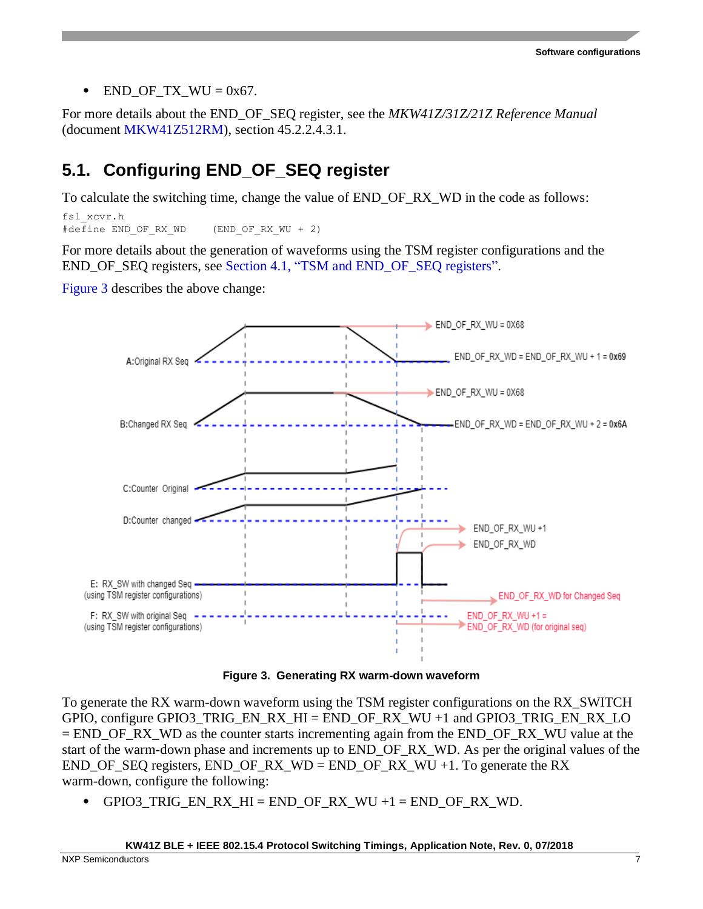- END_OF_TX_WU = 0x67.

For more details about the END_OF_SEQ register, see the *MKW41Z/31Z/21Z Reference Manual* (document MKW41Z512RM), section 45.2.2.4.3.1.

## 5.1. Configuring END_OF_SEQ register

To calculate the switching time, change the value of END_OF_RX_WD in the code as follows:

```
fsl_xcvr.h
#define END_OF_RX_WD     (END_OF_RX_WU + 2)
```

For more details about the generation of waveforms using the TSM register configurations and the END_OF_SEQ registers, see Section 4.1, “TSM and END_OF_SEQ registers”.

Figure 3 describes the above change:

**Figure 3. Generating RX warm-down waveform**

To generate the RX warm-down waveform using the TSM register configurations on the RX_SWITCH GPIO, configure GPIO3_TRIG_EN_RX_HI = END_OF_RX_WU +1 and GPIO3_TRIG_EN_RX_LO = END_OF_RX_WD as the counter starts incrementing again from the END_OF_RX_WU value at the start of the warm-down phase and increments up to END_OF_RX_WD. As per the original values of the END_OF_SEQ registers, END_OF_RX_WD = END_OF_RX_WU +1. To generate the RX warm-down, configure the following:

- GPIO3_TRIG_EN_RX_HI = END_OF_RX_WU +1 = END_OF_RX_WD.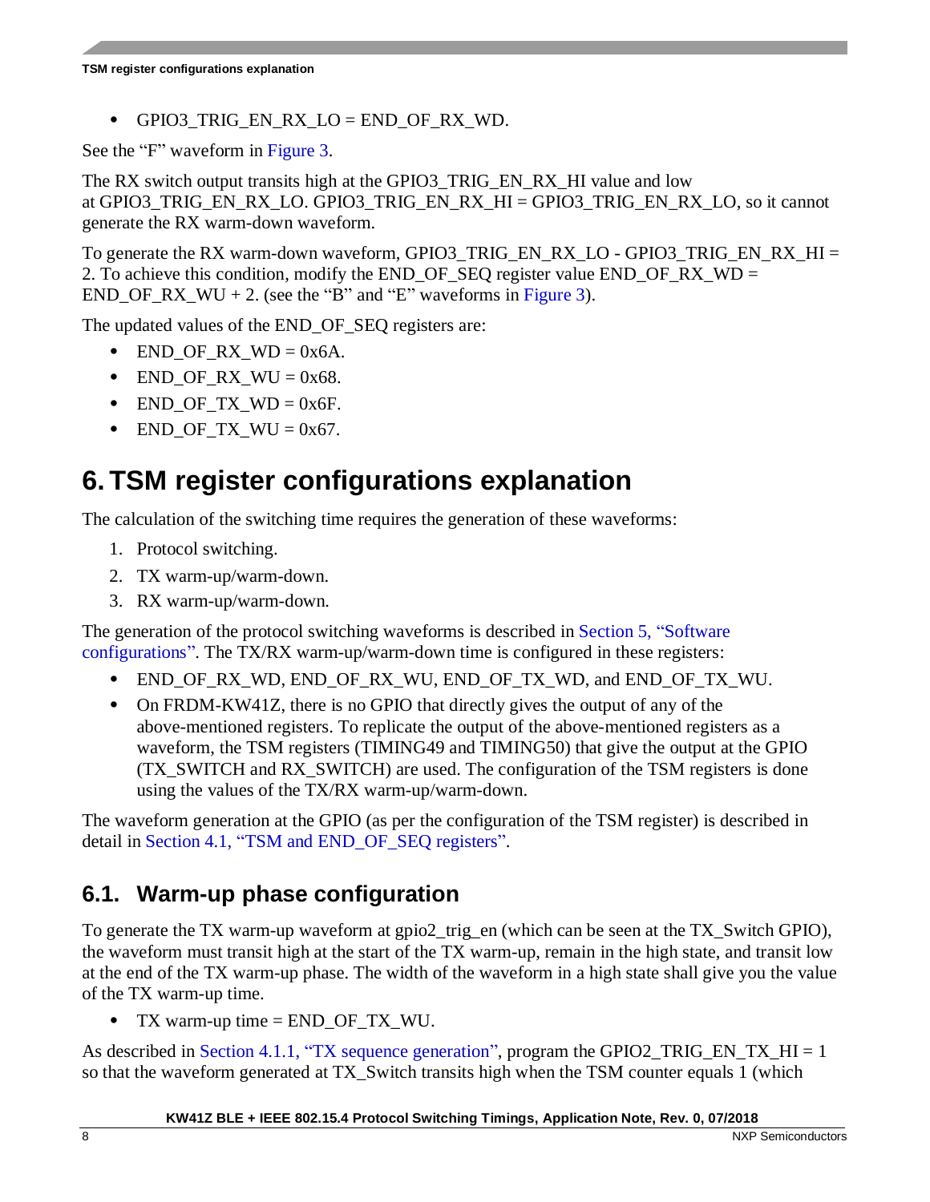- GPIO3_TRIG_EN_RX_LO = END_OF_RX_WD.

See the “F” waveform in Figure 3.

The RX switch output transits high at the GPIO3_TRIG_EN_RX_HI value and low at GPIO3_TRIG_EN_RX_LO. GPIO3_TRIG_EN_RX_HI = GPIO3_TRIG_EN_RX_LO, so it cannot generate the RX warm-down waveform.

To generate the RX warm-down waveform, GPIO3_TRIG_EN_RX_LO - GPIO3_TRIG_EN_RX_HI = 2. To achieve this condition, modify the END_OF_SEQ register value END_OF_RX_WD = END_OF_RX_WU + 2. (see the “B” and “E” waveforms in Figure 3).

The updated values of the END_OF_SEQ registers are:

- END_OF_RX_WD = 0x6A.
- END_OF_RX_WU = 0x68.
- END_OF_TX_WD = 0x6F.
- END_OF_TX_WU = 0x67.

# 6. TSM register configurations explanation

The calculation of the switching time requires the generation of these waveforms:

1. Protocol switching.
2. TX warm-up/warm-down.
3. RX warm-up/warm-down.

The generation of the protocol switching waveforms is described in Section 5, “Software configurations”. The TX/RX warm-up/warm-down time is configured in these registers:

- END_OF_RX_WD, END_OF_RX_WU, END_OF_TX_WD, and END_OF_TX_WU.
- On FRDM-KW41Z, there is no GPIO that directly gives the output of any of the above-mentioned registers. To replicate the output of the above-mentioned registers as a waveform, the TSM registers (TIMING49 and TIMING50) that give the output at the GPIO (TX_SWITCH and RX_SWITCH) are used. The configuration of the TSM registers is done using the values of the TX/RX warm-up/warm-down.

The waveform generation at the GPIO (as per the configuration of the TSM register) is described in detail in Section 4.1, “TSM and END_OF_SEQ registers”.

## 6.1. Warm-up phase configuration

To generate the TX warm-up waveform at gpio2_trig_en (which can be seen at the TX_Switch GPIO), the waveform must transit high at the start of the TX warm-up, remain in the high state, and transit low at the end of the TX warm-up phase. The width of the waveform in a high state shall give you the value of the TX warm-up time.

- TX warm-up time = END_OF_TX_WU.

As described in Section 4.1.1, “TX sequence generation”, program the GPIO2_TRIG_EN_TX_HI = 1 so that the waveform generated at TX_Switch transits high when the TSM counter equals 1 (which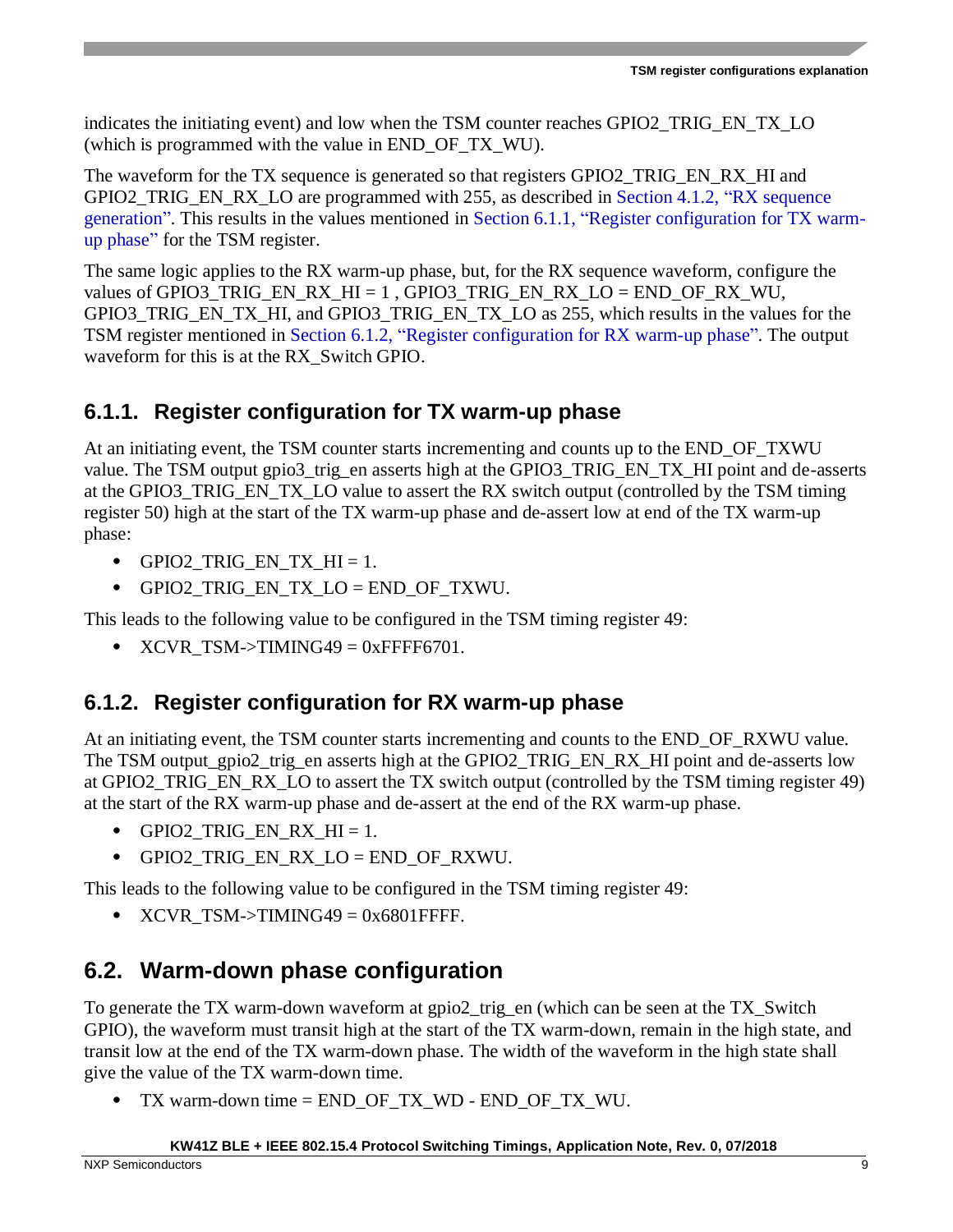indicates the initiating event) and low when the TSM counter reaches GPIO2_TRIG_EN_TX_LO (which is programmed with the value in END_OF_TX_WU).

The waveform for the TX sequence is generated so that registers GPIO2_TRIG_EN_RX_HI and GPIO2_TRIG_EN_RX_LO are programmed with 255, as described in Section 4.1.2, "RX sequence generation". This results in the values mentioned in Section 6.1.1, "Register configuration for TX warm-up phase" for the TSM register.

The same logic applies to the RX warm-up phase, but, for the RX sequence waveform, configure the values of GPIO3_TRIG_EN_RX_HI = 1 , GPIO3_TRIG_EN_RX_LO = END_OF_RX_WU, GPIO3_TRIG_EN_TX_HI, and GPIO3_TRIG_EN_TX_LO as 255, which results in the values for the TSM register mentioned in Section 6.1.2, "Register configuration for RX warm-up phase". The output waveform for this is at the RX_Switch GPIO.

### 6.1.1. Register configuration for TX warm-up phase

At an initiating event, the TSM counter starts incrementing and counts up to the END_OF_TXWU value. The TSM output gpio3_trig_en asserts high at the GPIO3_TRIG_EN_TX_HI point and de-asserts at the GPIO3_TRIG_EN_TX_LO value to assert the RX switch output (controlled by the TSM timing register 50) high at the start of the TX warm-up phase and de-assert low at end of the TX warm-up phase:

- GPIO2_TRIG_EN_TX_HI = 1.
- GPIO2_TRIG_EN_TX_LO = END_OF_TXWU.

This leads to the following value to be configured in the TSM timing register 49:

- XCVR_TSM->TIMING49 = 0xFFFF6701.

### 6.1.2. Register configuration for RX warm-up phase

At an initiating event, the TSM counter starts incrementing and counts to the END_OF_RXWU value. The TSM output_gpio2_trig_en asserts high at the GPIO2_TRIG_EN_RX_HI point and de-asserts low at GPIO2_TRIG_EN_RX_LO to assert the TX switch output (controlled by the TSM timing register 49) at the start of the RX warm-up phase and de-assert at the end of the RX warm-up phase.

- GPIO2_TRIG_EN_RX_HI = 1.
- GPIO2_TRIG_EN_RX_LO = END_OF_RXWU.

This leads to the following value to be configured in the TSM timing register 49:

- XCVR_TSM->TIMING49 = 0x6801FFFF.

## 6.2. Warm-down phase configuration

To generate the TX warm-down waveform at gpio2_trig_en (which can be seen at the TX_Switch GPIO), the waveform must transit high at the start of the TX warm-down, remain in the high state, and transit low at the end of the TX warm-down phase. The width of the waveform in the high state shall give the value of the TX warm-down time.

- TX warm-down time = END_OF_TX_WD - END_OF_TX_WU.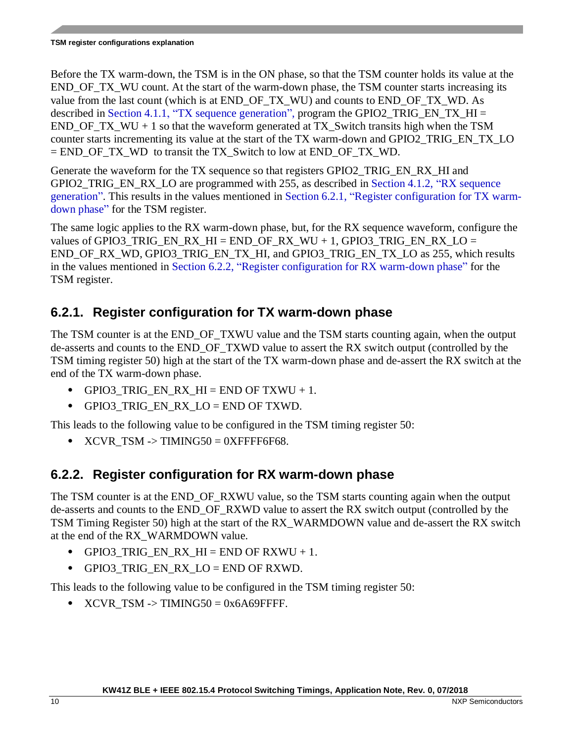Before the TX warm-down, the TSM is in the ON phase, so that the TSM counter holds its value at the END_OF_TX_WU count. At the start of the warm-down phase, the TSM counter starts increasing its value from the last count (which is at END_OF_TX_WU) and counts to END_OF_TX_WD. As described in Section 4.1.1, "TX sequence generation", program the GPIO2_TRIG_EN_TX_HI = END_OF_TX_WU + 1 so that the waveform generated at TX_Switch transits high when the TSM counter starts incrementing its value at the start of the TX warm-down and GPIO2_TRIG_EN_TX_LO = END_OF_TX_WD to transit the TX_Switch to low at END_OF_TX_WD.

Generate the waveform for the TX sequence so that registers GPIO2_TRIG_EN_RX_HI and GPIO2_TRIG_EN_RX_LO are programmed with 255, as described in Section 4.1.2, "RX sequence generation". This results in the values mentioned in Section 6.2.1, "Register configuration for TX warm-down phase" for the TSM register.

The same logic applies to the RX warm-down phase, but, for the RX sequence waveform, configure the values of GPIO3_TRIG_EN_RX_HI = END_OF_RX_WU + 1, GPIO3_TRIG_EN_RX_LO = END_OF_RX_WD, GPIO3_TRIG_EN_TX_HI, and GPIO3_TRIG_EN_TX_LO as 255, which results in the values mentioned in Section 6.2.2, "Register configuration for RX warm-down phase" for the TSM register.

### 6.2.1. Register configuration for TX warm-down phase

The TSM counter is at the END_OF_TXWU value and the TSM starts counting again, when the output de-asserts and counts to the END_OF_TXWD value to assert the RX switch output (controlled by the TSM timing register 50) high at the start of the TX warm-down phase and de-assert the RX switch at the end of the TX warm-down phase.

- GPIO3_TRIG_EN_RX_HI = END OF TXWU + 1.
- GPIO3_TRIG_EN_RX_LO = END OF TXWD.

This leads to the following value to be configured in the TSM timing register 50:

- XCVR_TSM -> TIMING50 = 0XFFFF6F68.

### 6.2.2. Register configuration for RX warm-down phase

The TSM counter is at the END_OF_RXWU value, so the TSM starts counting again when the output de-asserts and counts to the END_OF_RXWD value to assert the RX switch output (controlled by the TSM Timing Register 50) high at the start of the RX_WARMDOWN value and de-assert the RX switch at the end of the RX_WARMDOWN value.

- GPIO3_TRIG_EN_RX_HI = END OF RXWU + 1.
- GPIO3_TRIG_EN_RX_LO = END OF RXWD.

This leads to the following value to be configured in the TSM timing register 50:

- XCVR_TSM -> TIMING50 = 0x6A69FFFF.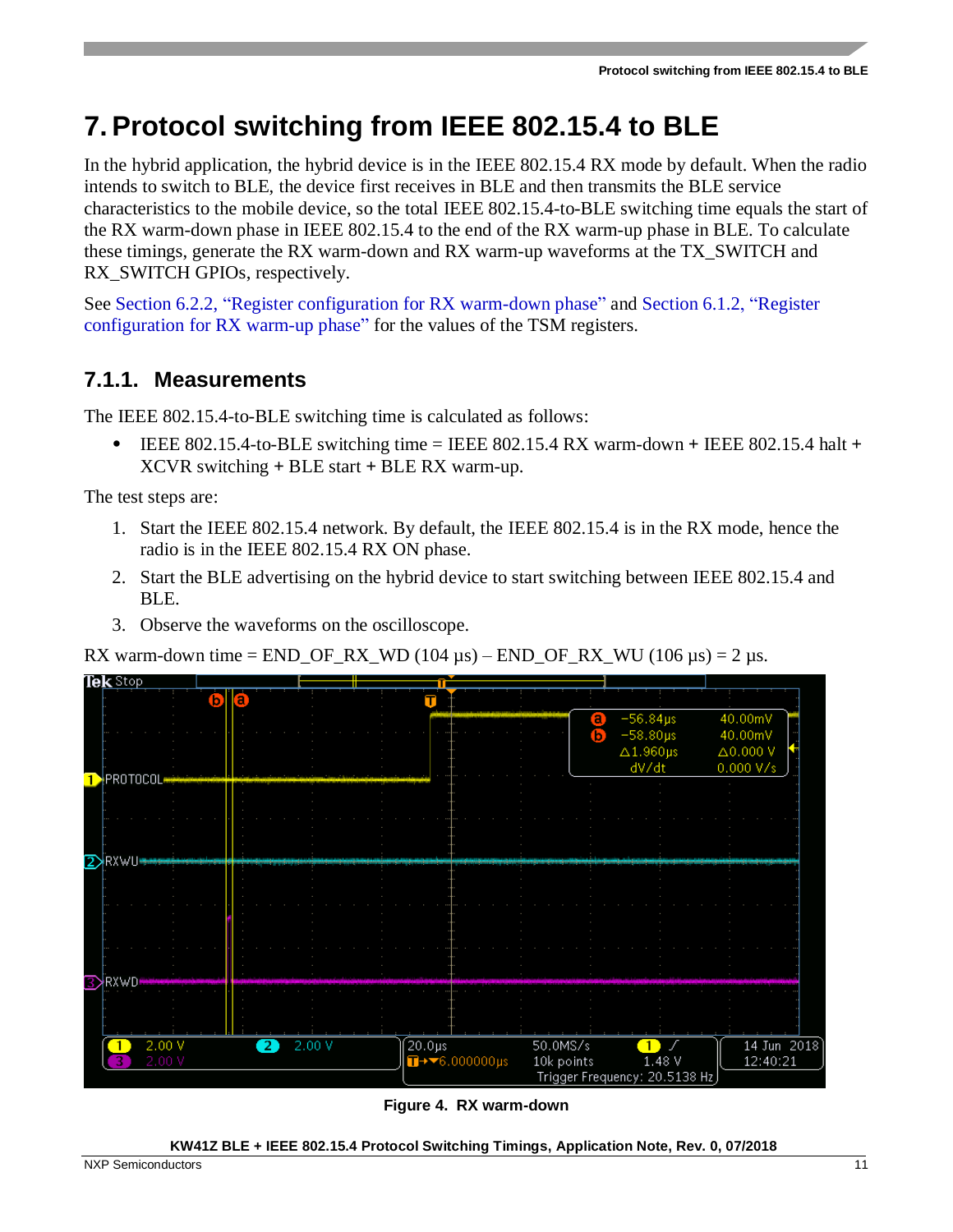# 7. Protocol switching from IEEE 802.15.4 to BLE

In the hybrid application, the hybrid device is in the IEEE 802.15.4 RX mode by default. When the radio intends to switch to BLE, the device first receives in BLE and then transmits the BLE service characteristics to the mobile device, so the total IEEE 802.15.4-to-BLE switching time equals the start of the RX warm-down phase in IEEE 802.15.4 to the end of the RX warm-up phase in BLE. To calculate these timings, generate the RX warm-down and RX warm-up waveforms at the TX_SWITCH and RX_SWITCH GPIOs, respectively.

See Section 6.2.2, "Register configuration for RX warm-down phase" and Section 6.1.2, "Register configuration for RX warm-up phase" for the values of the TSM registers.

## 7.1.1. Measurements

The IEEE 802.15.4-to-BLE switching time is calculated as follows:

- IEEE 802.15.4-to-BLE switching time = IEEE 802.15.4 RX warm-down + IEEE 802.15.4 halt + XCVR switching + BLE start + BLE RX warm-up.

The test steps are:

1. Start the IEEE 802.15.4 network. By default, the IEEE 802.15.4 is in the RX mode, hence the radio is in the IEEE 802.15.4 RX ON phase.
2. Start the BLE advertising on the hybrid device to start switching between IEEE 802.15.4 and BLE.
3. Observe the waveforms on the oscilloscope.

RX warm-down time = END_OF_RX_WD (104 µs) – END_OF_RX_WU (106 µs) = 2 µs.

Figure 4. RX warm-down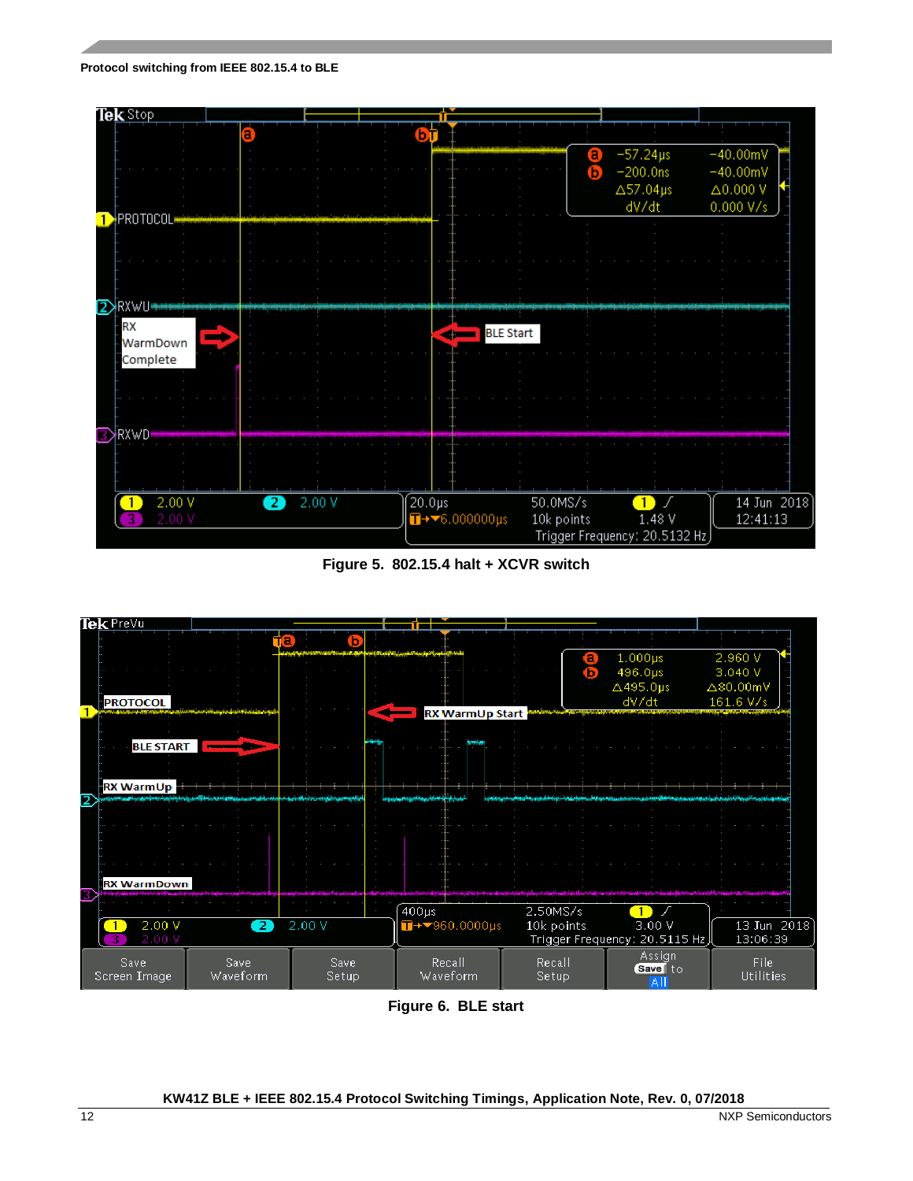Figure 5. 802.15.4 halt + XCVR switch

Figure 6. BLE start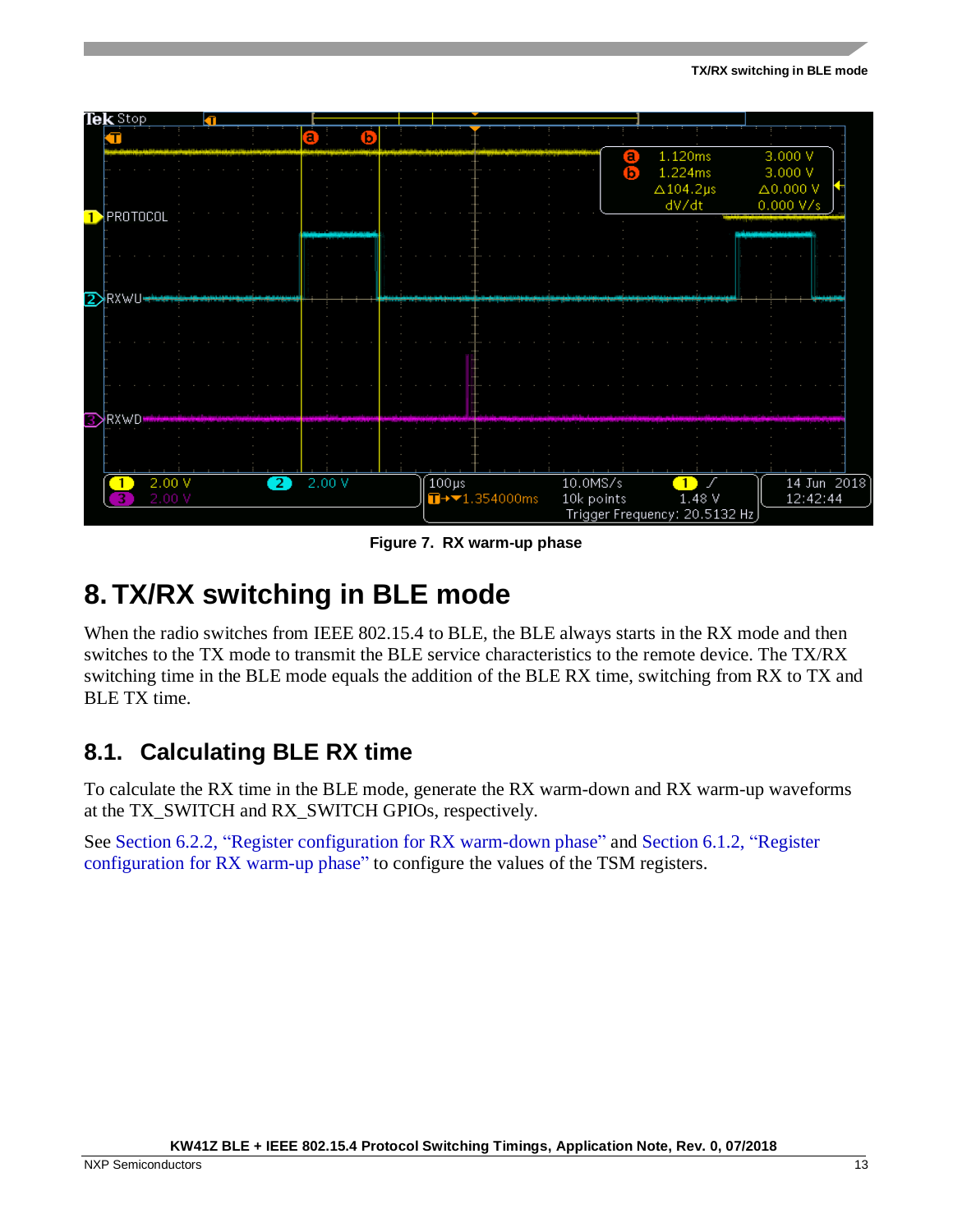Figure 7. RX warm-up phase

# 8. TX/RX switching in BLE mode

When the radio switches from IEEE 802.15.4 to BLE, the BLE always starts in the RX mode and then switches to the TX mode to transmit the BLE service characteristics to the remote device. The TX/RX switching time in the BLE mode equals the addition of the BLE RX time, switching from RX to TX and BLE TX time.

## 8.1. Calculating BLE RX time

To calculate the RX time in the BLE mode, generate the RX warm-down and RX warm-up waveforms at the TX_SWITCH and RX_SWITCH GPIOs, respectively.

See Section 6.2.2, "Register configuration for RX warm-down phase" and Section 6.1.2, "Register configuration for RX warm-up phase" to configure the values of the TSM registers.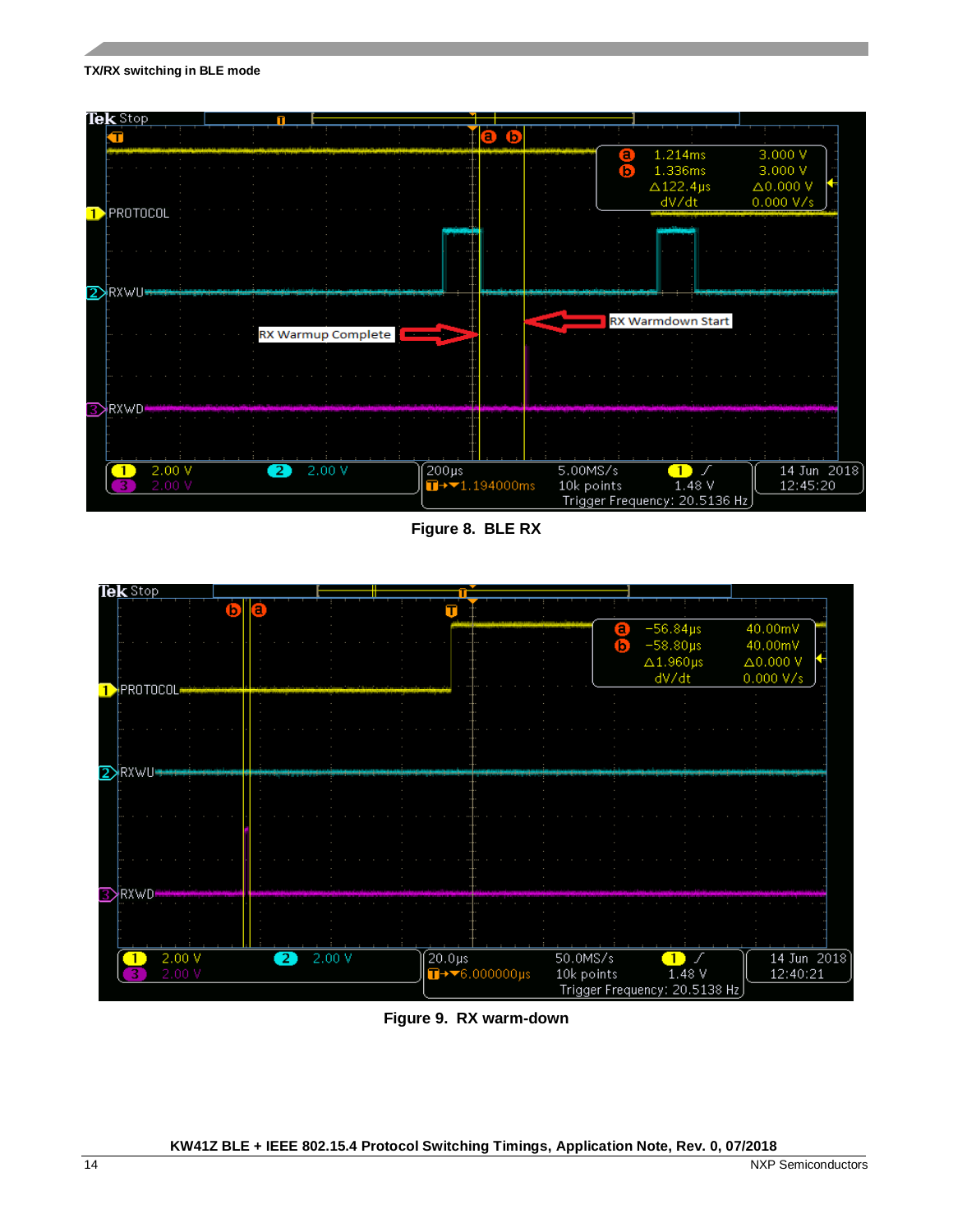Figure 8. BLE RX

Figure 9. RX warm-down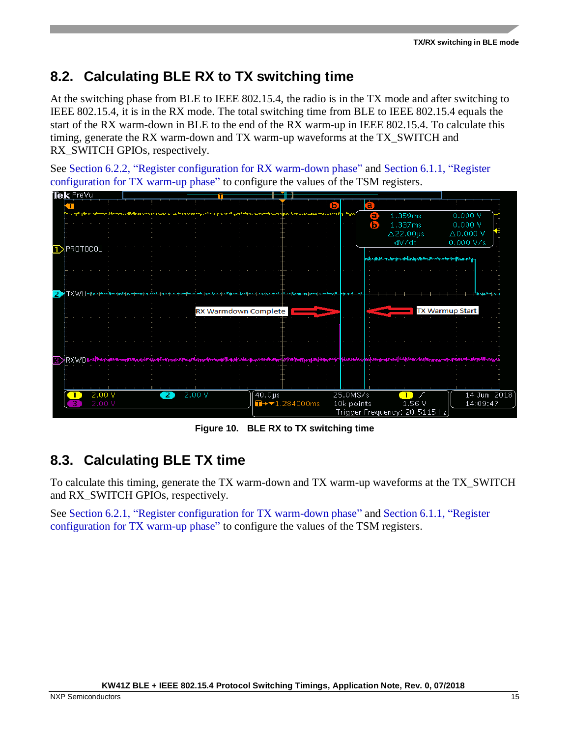## 8.2. Calculating BLE RX to TX switching time

At the switching phase from BLE to IEEE 802.15.4, the radio is in the TX mode and after switching to IEEE 802.15.4, it is in the RX mode. The total switching time from BLE to IEEE 802.15.4 equals the start of the RX warm-down in BLE to the end of the RX warm-up in IEEE 802.15.4. To calculate this timing, generate the RX warm-down and TX warm-up waveforms at the TX_SWITCH and RX_SWITCH GPIOs, respectively.

See Section 6.2.2, "Register configuration for RX warm-down phase" and Section 6.1.1, "Register configuration for TX warm-up phase" to configure the values of the TSM registers.

**Figure 10. BLE RX to TX switching time**

## 8.3. Calculating BLE TX time

To calculate this timing, generate the TX warm-down and TX warm-up waveforms at the TX_SWITCH and RX_SWITCH GPIOs, respectively.

See Section 6.2.1, "Register configuration for TX warm-down phase" and Section 6.1.1, "Register configuration for TX warm-up phase" to configure the values of the TSM registers.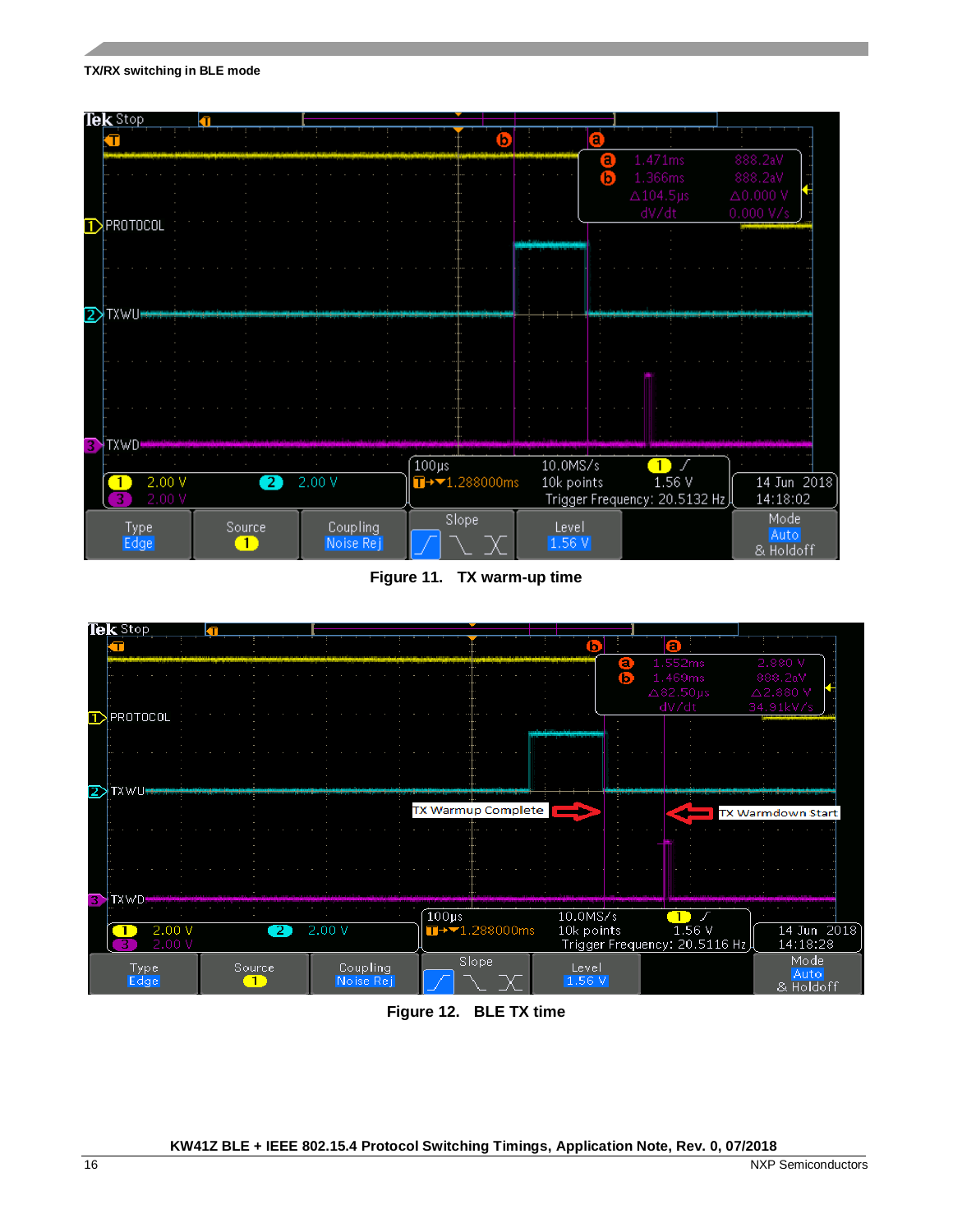Figure 11. TX warm-up time

Figure 12. BLE TX time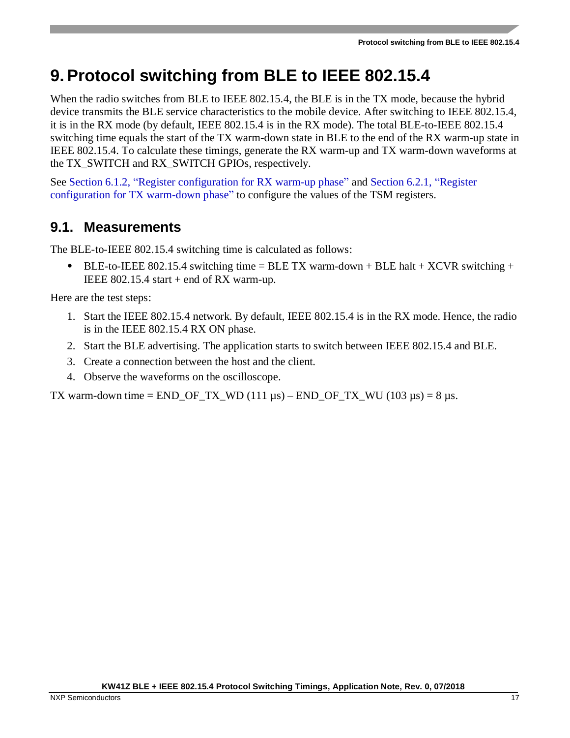# 9. Protocol switching from BLE to IEEE 802.15.4

When the radio switches from BLE to IEEE 802.15.4, the BLE is in the TX mode, because the hybrid device transmits the BLE service characteristics to the mobile device. After switching to IEEE 802.15.4, it is in the RX mode (by default, IEEE 802.15.4 is in the RX mode). The total BLE-to-IEEE 802.15.4 switching time equals the start of the TX warm-down state in BLE to the end of the RX warm-up state in IEEE 802.15.4. To calculate these timings, generate the RX warm-up and TX warm-down waveforms at the TX_SWITCH and RX_SWITCH GPIOs, respectively.

See Section 6.1.2, "Register configuration for RX warm-up phase" and Section 6.2.1, "Register configuration for TX warm-down phase" to configure the values of the TSM registers.

## 9.1. Measurements

The BLE-to-IEEE 802.15.4 switching time is calculated as follows:

- BLE-to-IEEE 802.15.4 switching time = BLE TX warm-down + BLE halt + XCVR switching + IEEE 802.15.4 start + end of RX warm-up.

Here are the test steps:

1. Start the IEEE 802.15.4 network. By default, IEEE 802.15.4 is in the RX mode. Hence, the radio is in the IEEE 802.15.4 RX ON phase.
2. Start the BLE advertising. The application starts to switch between IEEE 802.15.4 and BLE.
3. Create a connection between the host and the client.
4. Observe the waveforms on the oscilloscope.

TX warm-down time = END_OF_TX_WD (111 µs) – END_OF_TX_WU (103 µs) = 8 µs.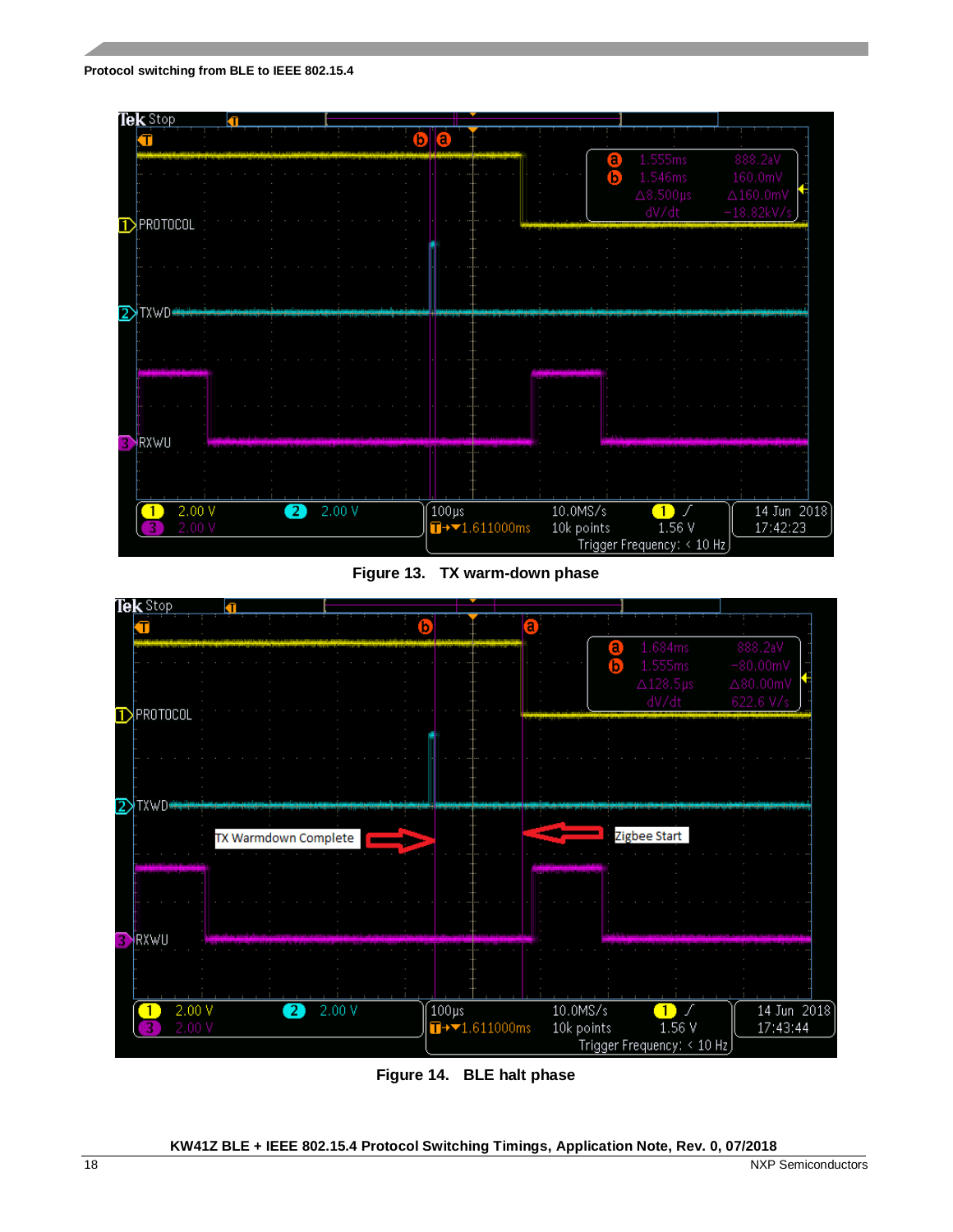Figure 13. TX warm-down phase

Figure 14. BLE halt phase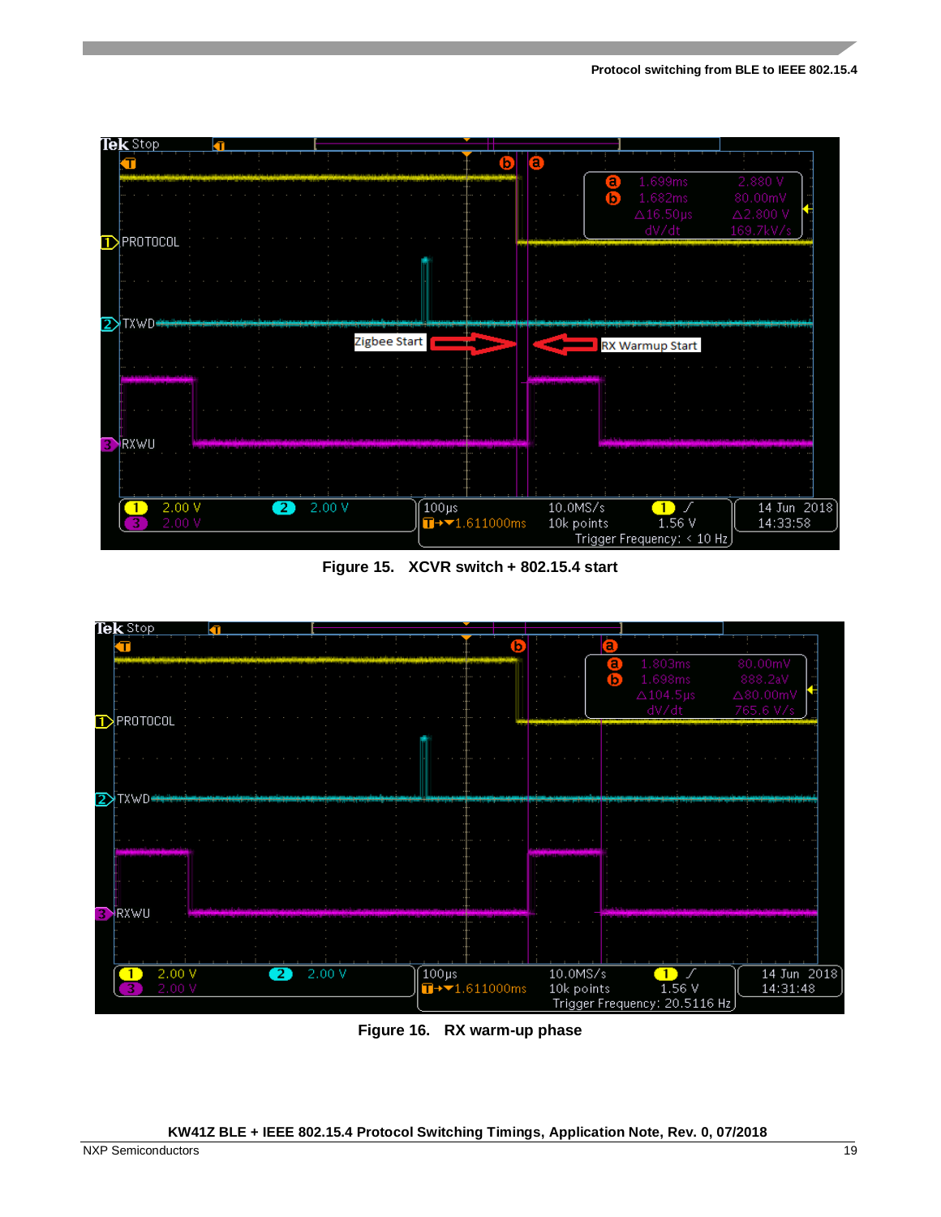Figure 15. XCVR switch + 802.15.4 start

Figure 16. RX warm-up phase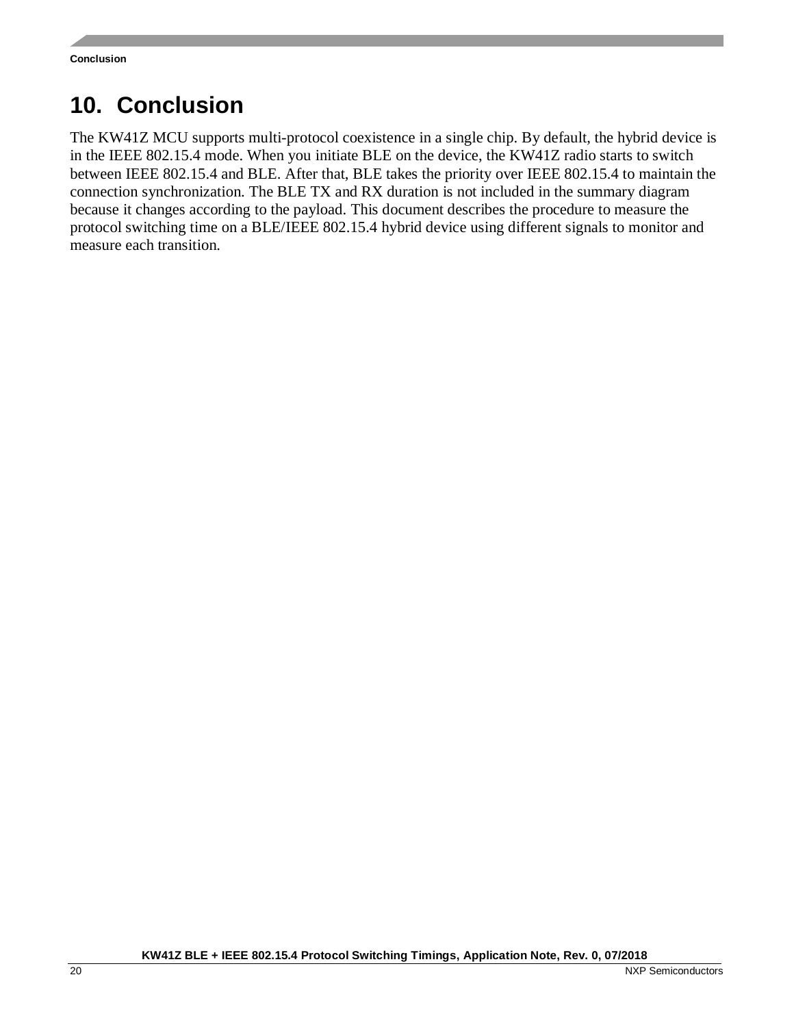# 10. Conclusion

The KW41Z MCU supports multi-protocol coexistence in a single chip. By default, the hybrid device is in the IEEE 802.15.4 mode. When you initiate BLE on the device, the KW41Z radio starts to switch between IEEE 802.15.4 and BLE. After that, BLE takes the priority over IEEE 802.15.4 to maintain the connection synchronization. The BLE TX and RX duration is not included in the summary diagram because it changes according to the payload. This document describes the procedure to measure the protocol switching time on a BLE/IEEE 802.15.4 hybrid device using different signals to monitor and measure each transition.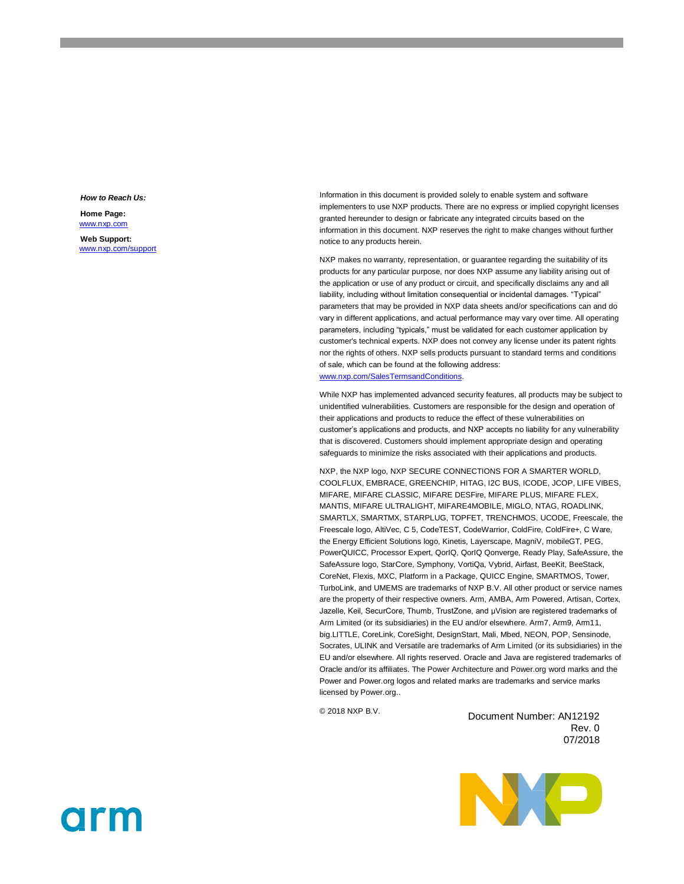***How to Reach Us:***

**Home Page:**
www.nxp.com

**Web Support:**
www.nxp.com/support

Information in this document is provided solely to enable system and software implementers to use NXP products. There are no express or implied copyright licenses granted hereunder to design or fabricate any integrated circuits based on the information in this document. NXP reserves the right to make changes without further notice to any products herein.

NXP makes no warranty, representation, or guarantee regarding the suitability of its products for any particular purpose, nor does NXP assume any liability arising out of the application or use of any product or circuit, and specifically disclaims any and all liability, including without limitation consequential or incidental damages. “Typical” parameters that may be provided in NXP data sheets and/or specifications can and do vary in different applications, and actual performance may vary over time. All operating parameters, including “typicals,” must be validated for each customer application by customer's technical experts. NXP does not convey any license under its patent rights nor the rights of others. NXP sells products pursuant to standard terms and conditions of sale, which can be found at the following address: www.nxp.com/SalesTermsandConditions.

While NXP has implemented advanced security features, all products may be subject to unidentified vulnerabilities. Customers are responsible for the design and operation of their applications and products to reduce the effect of these vulnerabilities on customer’s applications and products, and NXP accepts no liability for any vulnerability that is discovered. Customers should implement appropriate design and operating safeguards to minimize the risks associated with their applications and products.

NXP, the NXP logo, NXP SECURE CONNECTIONS FOR A SMARTER WORLD, COOLFLUX, EMBRACE, GREENCHIP, HITAG, I2C BUS, ICODE, JCOP, LIFE VIBES, MIFARE, MIFARE CLASSIC, MIFARE DESFire, MIFARE PLUS, MIFARE FLEX, MANTIS, MIFARE ULTRALIGHT, MIFARE4MOBILE, MIGLO, NTAG, ROADLINK, SMARTLX, SMARTMX, STARPLUG, TOPFET, TRENCHMOS, UCODE, Freescale, the Freescale logo, AltiVec, C 5, CodeTEST, CodeWarrior, ColdFire, ColdFire+, C Ware, the Energy Efficient Solutions logo, Kinetis, Layerscape, MagniV, mobileGT, PEG, PowerQUICC, Processor Expert, QorIQ, QorIQ Qonverge, Ready Play, SafeAssure, the SafeAssure logo, StarCore, Symphony, VortiQa, Vybrid, Airfast, BeeKit, BeeStack, CoreNet, Flexis, MXC, Platform in a Package, QUICC Engine, SMARTMOS, Tower, TurboLink, and UMEMS are trademarks of NXP B.V. All other product or service names are the property of their respective owners. Arm, AMBA, Arm Powered, Artisan, Cortex, Jazelle, Keil, SecurCore, Thumb, TrustZone, and µVision are registered trademarks of Arm Limited (or its subsidiaries) in the EU and/or elsewhere. Arm7, Arm9, Arm11, big.LITTLE, CoreLink, CoreSight, DesignStart, Mali, Mbed, NEON, POP, Sensinode, Socrates, ULINK and Versatile are trademarks of Arm Limited (or its subsidiaries) in the EU and/or elsewhere. All rights reserved. Oracle and Java are registered trademarks of Oracle and/or its affiliates. The Power Architecture and Power.org word marks and the Power and Power.org logos and related marks are trademarks and service marks licensed by Power.org..

© 2018 NXP B.V.

Document Number: AN12192
Rev. 0
07/2018